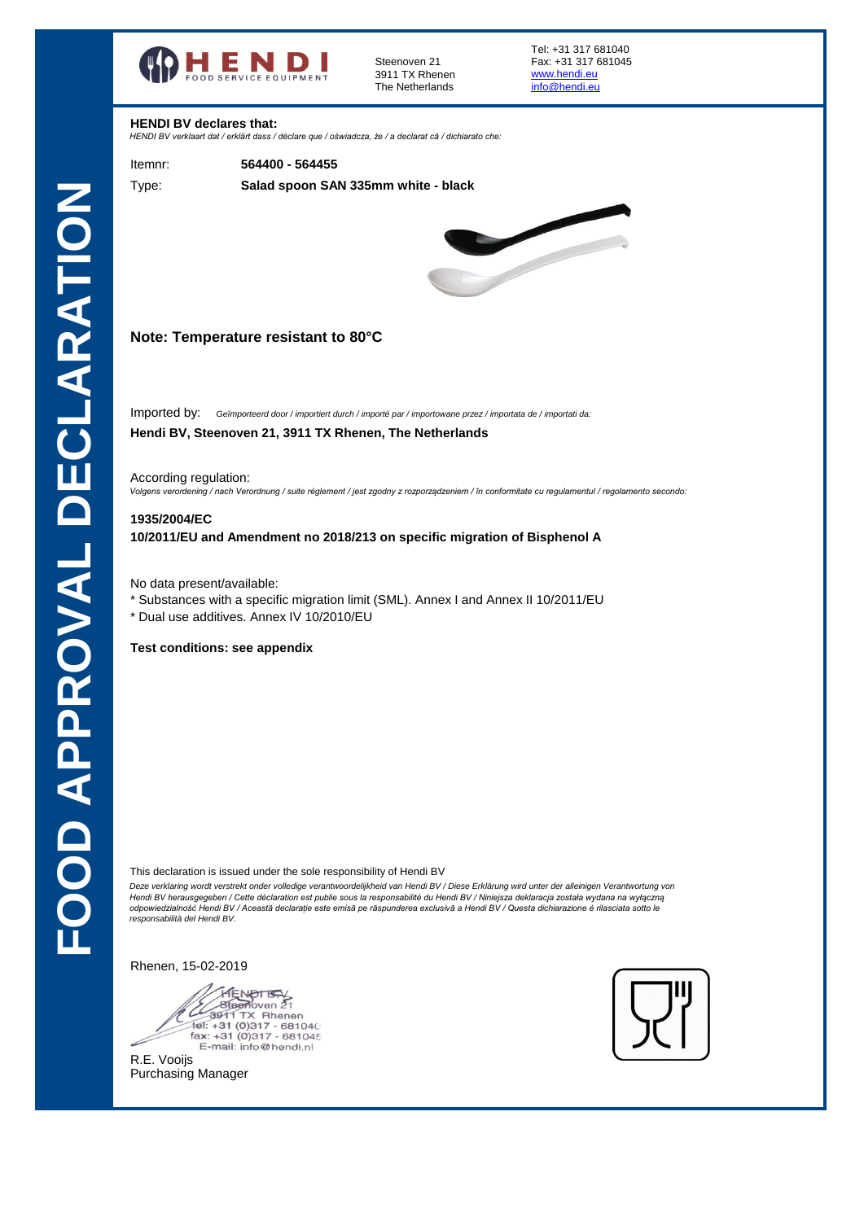# FOOD APPROVAL DECLARATION

**HENDI** FOOD SERVICE EQUIPMENT

Steenoven 21
3911 TX Rhenen
The Netherlands

Tel: +31 317 681040
Fax: +31 317 681045
www.hendi.eu
info@hendi.eu

**HENDI BV declares that:**
*HENDI BV verklaart dat / erklärt dass / déclare que / oświadcza, że / a declarat că / dichiarato che:*

| | |
|---|---|
| Itemnr: | **564400 - 564455** |
| Type: | **Salad spoon SAN 335mm white - black** |

**Note: Temperature resistant to 80°C**

Imported by: *Geïmporteerd door / importiert durch / importé par / importowane przez / importata de / importati da:*

**Hendi BV, Steenoven 21, 3911 TX Rhenen, The Netherlands**

According regulation:
*Volgens verordening / nach Verordnung / suite règlement / jest zgodny z rozporządzeniem / în conformitate cu regulamentul / regolamento secondo:*

**1935/2004/EC**
**10/2011/EU and Amendment no 2018/213 on specific migration of Bisphenol A**

No data present/available:
* Substances with a specific migration limit (SML). Annex I and Annex II 10/2011/EU
* Dual use additives. Annex IV 10/2010/EU

**Test conditions: see appendix**

This declaration is issued under the sole responsibility of Hendi BV
*Deze verklaring wordt verstrekt onder volledige verantwoordelijkheid van Hendi BV / Diese Erklärung wird unter der alleinigen Verantwortung von Hendi BV herausgegeben / Cette déclaration est publie sous la responsabilité du Hendi BV / Niniejsza deklaracja została wydana na wyłączną odpowiedzialność Hendi BV / Această declarație este emisă pe răspunderea exclusivă a Hendi BV / Questa dichiarazione è rilasciata sotto le responsabilità del Hendi BV.*

Rhenen, 15-02-2019

HENDI B.V.
Steenoven 21
3911 TX Rhenen
tel: +31 (0)317 - 681040
fax: +31 (0)317 - 681045
E-mail: info@hendi.nl

R.E. Vooijs
Purchasing Manager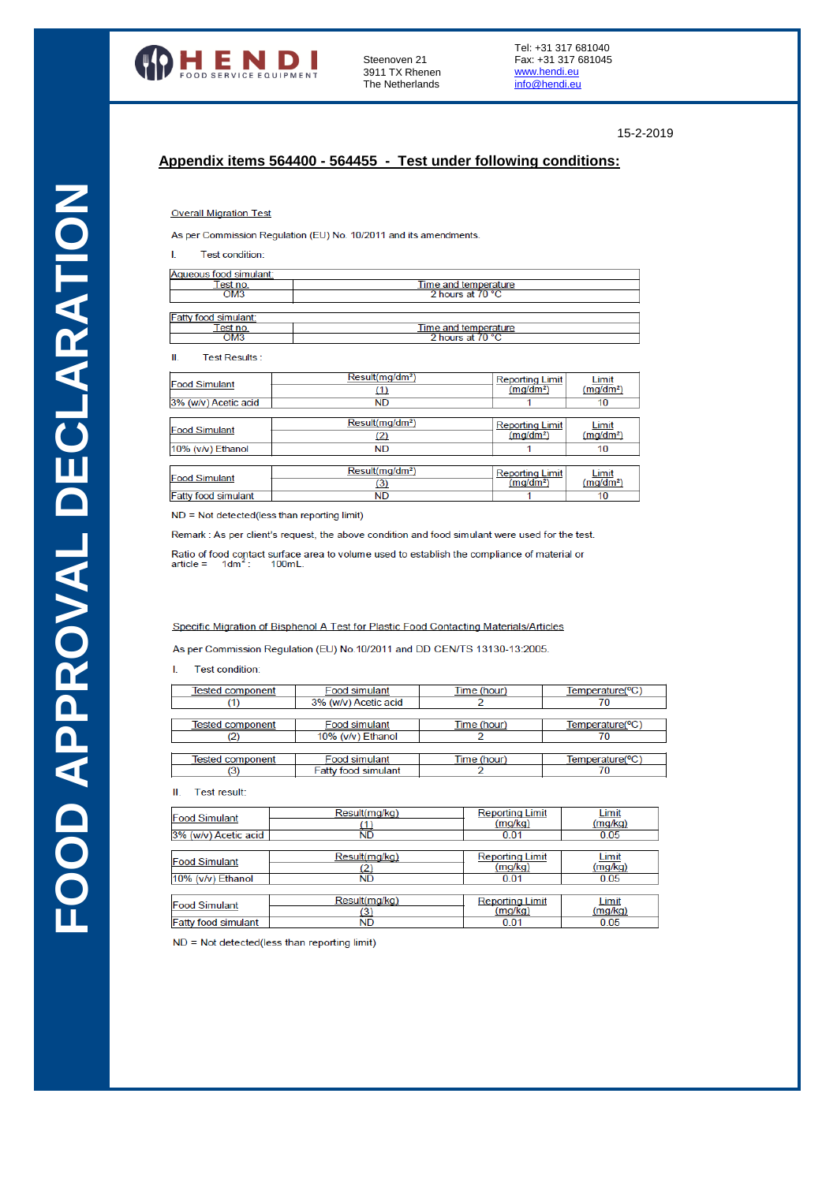FOOD APPROVAL DECLARATION

HENDI FOOD SERVICE EQUIPMENT

Steenoven 21
3911 TX Rhenen
The Netherlands

Tel: +31 317 681040
Fax: +31 317 681045
www.hendi.eu
info@hendi.eu

15-2-2019

## Appendix items 564400 - 564455 - Test under following conditions:

### Overall Migration Test

As per Commission Regulation (EU) No. 10/2011 and its amendments.

I. Test condition:

| Aqueous food simulant: | |
|---|---|
| Test no. | Time and temperature |
| OM3 | 2 hours at 70 °C |

| Fatty food simulant: | |
|---|---|
| Test no. | Time and temperature |
| OM3 | 2 hours at 70 °C |

II. Test Results :

| Food Simulant | Result(mg/dm²) (1) | Reporting Limit (mg/dm²) | Limit (mg/dm²) |
|---|---|---|---|
| 3% (w/v) Acetic acid | ND | 1 | 10 |

| Food Simulant | Result(mg/dm²) (2) | Reporting Limit (mg/dm²) | Limit (mg/dm²) |
|---|---|---|---|
| 10% (v/v) Ethanol | ND | 1 | 10 |

| Food Simulant | Result(mg/dm²) (3) | Reporting Limit (mg/dm²) | Limit (mg/dm²) |
|---|---|---|---|
| Fatty food simulant | ND | 1 | 10 |

ND = Not detected(less than reporting limit)

Remark : As per client's request, the above condition and food simulant were used for the test.

Ratio of food contact surface area to volume used to establish the compliance of material or article = 1dm² : 100mL.

### Specific Migration of Bisphenol A Test for Plastic Food Contacting Materials/Articles

As per Commission Regulation (EU) No.10/2011 and DD CEN/TS 13130-13:2005.

I. Test condition:

| Tested component | Food simulant | Time (hour) | Temperature(°C) |
|---|---|---|---|
| (1) | 3% (w/v) Acetic acid | 2 | 70 |

| Tested component | Food simulant | Time (hour) | Temperature(°C) |
|---|---|---|---|
| (2) | 10% (v/v) Ethanol | 2 | 70 |

| Tested component | Food simulant | Time (hour) | Temperature(°C) |
|---|---|---|---|
| (3) | Fatty food simulant | 2 | 70 |

II. Test result:

| Food Simulant | Result(mg/kg) (1) | Reporting Limit (mg/kg) | Limit (mg/kg) |
|---|---|---|---|
| 3% (w/v) Acetic acid | ND | 0.01 | 0.05 |

| Food Simulant | Result(mg/kg) (2) | Reporting Limit (mg/kg) | Limit (mg/kg) |
|---|---|---|---|
| 10% (v/v) Ethanol | ND | 0.01 | 0.05 |

| Food Simulant | Result(mg/kg) (3) | Reporting Limit (mg/kg) | Limit (mg/kg) |
|---|---|---|---|
| Fatty food simulant | ND | 0.01 | 0.05 |

ND = Not detected(less than reporting limit)